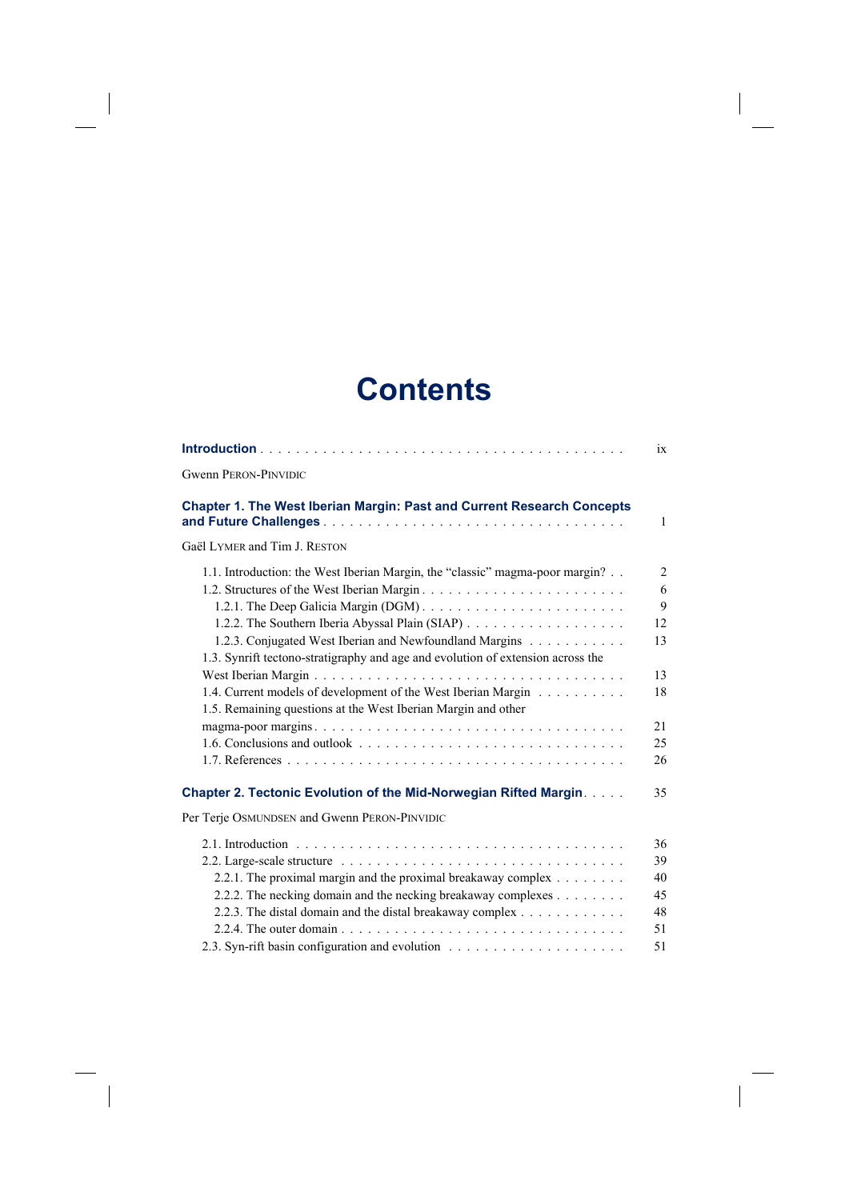# Contents

**Introduction** . . . . . . . . . . . . . . . . . . . . . . . . . . . . . . . . . . . . . . . . ix

Gwenn PERON-PINVIDIC

**Chapter 1. The West Iberian Margin: Past and Current Research Concepts and Future Challenges** . . . . . . . . . . . . . . . . . . . . . . . . . . . . . . . . 1

Gaël LYMER and Tim J. RESTON

1.1. Introduction: the West Iberian Margin, the "classic" magma-poor margin? . . 2
1.2. Structures of the West Iberian Margin . . . . . . . . . . . . . . . . . . . . . . . 6
1.2.1. The Deep Galicia Margin (DGM) . . . . . . . . . . . . . . . . . . . . . . . 9
1.2.2. The Southern Iberia Abyssal Plain (SIAP) . . . . . . . . . . . . . . . . . . 12
1.2.3. Conjugated West Iberian and Newfoundland Margins . . . . . . . . . . . 13
1.3. Synrift tectono-stratigraphy and age and evolution of extension across the West Iberian Margin . . . . . . . . . . . . . . . . . . . . . . . . . . . . . . . . . . . 13
1.4. Current models of development of the West Iberian Margin . . . . . . . . . . 18
1.5. Remaining questions at the West Iberian Margin and other magma-poor margins . . . . . . . . . . . . . . . . . . . . . . . . . . . . . . . . . 21
1.6. Conclusions and outlook . . . . . . . . . . . . . . . . . . . . . . . . . . . . . 25
1.7. References . . . . . . . . . . . . . . . . . . . . . . . . . . . . . . . . . . . . . 26

**Chapter 2. Tectonic Evolution of the Mid-Norwegian Rifted Margin** . . . . . 35

Per Terje OSMUNDSEN and Gwenn PERON-PINVIDIC

2.1. Introduction . . . . . . . . . . . . . . . . . . . . . . . . . . . . . . . . . . . . 36
2.2. Large-scale structure . . . . . . . . . . . . . . . . . . . . . . . . . . . . . . . 39
2.2.1. The proximal margin and the proximal breakaway complex . . . . . . . . 40
2.2.2. The necking domain and the necking breakaway complexes . . . . . . . . 45
2.2.3. The distal domain and the distal breakaway complex . . . . . . . . . . . . 48
2.2.4. The outer domain . . . . . . . . . . . . . . . . . . . . . . . . . . . . . . . 51
2.3. Syn-rift basin configuration and evolution . . . . . . . . . . . . . . . . . . . . 51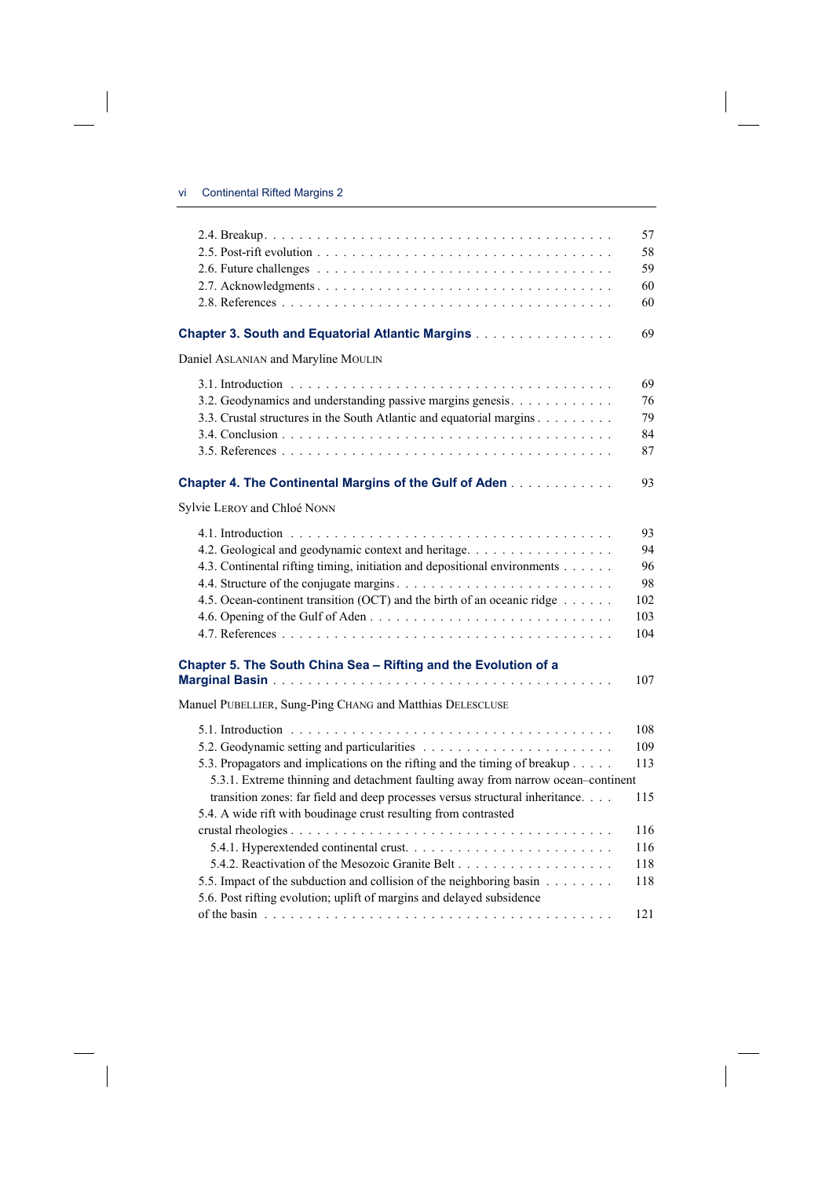2.4. Breakup . . . . . . . . . . 57
2.5. Post-rift evolution . . . . . . . . . . 58
2.6. Future challenges . . . . . . . . . . 59
2.7. Acknowledgments . . . . . . . . . . 60
2.8. References . . . . . . . . . . 60

**Chapter 3. South and Equatorial Atlantic Margins** . . . . . . . . . . 69

Daniel ASLANIAN and Maryline MOULIN

3.1. Introduction . . . . . . . . . . 69
3.2. Geodynamics and understanding passive margins genesis . . . . . . . . . . 76
3.3. Crustal structures in the South Atlantic and equatorial margins . . . . . . . . . . 79
3.4. Conclusion . . . . . . . . . . 84
3.5. References . . . . . . . . . . 87

**Chapter 4. The Continental Margins of the Gulf of Aden** . . . . . . . . . . 93

Sylvie LEROY and Chloé NONN

4.1. Introduction . . . . . . . . . . 93
4.2. Geological and geodynamic context and heritage . . . . . . . . . . 94
4.3. Continental rifting timing, initiation and depositional environments . . . . . . . . . . 96
4.4. Structure of the conjugate margins . . . . . . . . . . 98
4.5. Ocean-continent transition (OCT) and the birth of an oceanic ridge . . . . . . . . . . 102
4.6. Opening of the Gulf of Aden . . . . . . . . . . 103
4.7. References . . . . . . . . . . 104

**Chapter 5. The South China Sea – Rifting and the Evolution of a Marginal Basin** . . . . . . . . . . 107

Manuel PUBELLIER, Sung-Ping CHANG and Matthias DELESCLUSE

5.1. Introduction . . . . . . . . . . 108
5.2. Geodynamic setting and particularities . . . . . . . . . . 109
5.3. Propagators and implications on the rifting and the timing of breakup . . . . . . . . . . 113
5.3.1. Extreme thinning and detachment faulting away from narrow ocean–continent transition zones: far field and deep processes versus structural inheritance . . . . . . . . . . 115
5.4. A wide rift with boudinage crust resulting from contrasted crustal rheologies . . . . . . . . . . 116
5.4.1. Hyperextended continental crust . . . . . . . . . . 116
5.4.2. Reactivation of the Mesozoic Granite Belt . . . . . . . . . . 118
5.5. Impact of the subduction and collision of the neighboring basin . . . . . . . . . . 118
5.6. Post rifting evolution; uplift of margins and delayed subsidence of the basin . . . . . . . . . . 121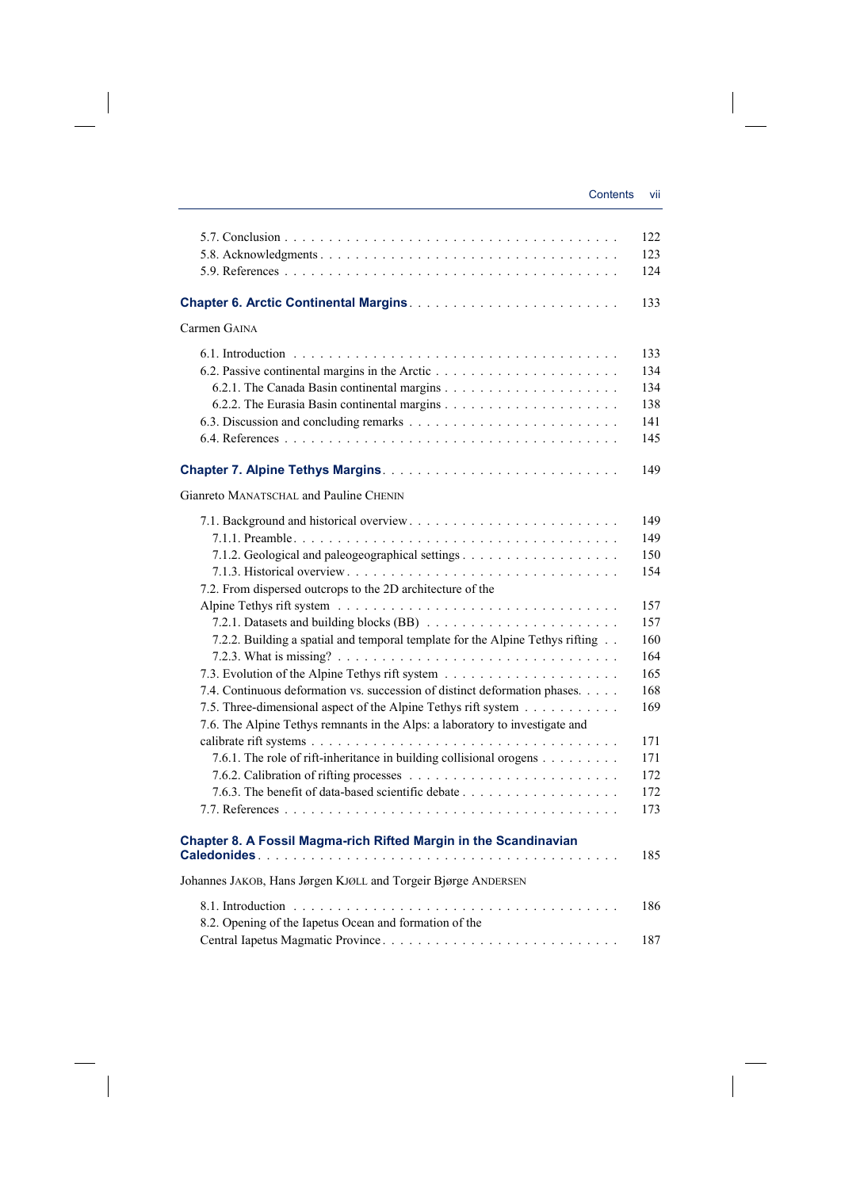5.7. Conclusion . . . . . . . . . . . . . . . . . . . . . . . . . . . . . . . . . . . . 122
5.8. Acknowledgments . . . . . . . . . . . . . . . . . . . . . . . . . . . . . . . . 123
5.9. References . . . . . . . . . . . . . . . . . . . . . . . . . . . . . . . . . . . . 124

**Chapter 6. Arctic Continental Margins** . . . . . . . . . . . . . . . . . . . . . . . 133

Carmen GAINA

6.1. Introduction . . . . . . . . . . . . . . . . . . . . . . . . . . . . . . . . . . . 133
6.2. Passive continental margins in the Arctic . . . . . . . . . . . . . . . . . . . . 134
6.2.1. The Canada Basin continental margins . . . . . . . . . . . . . . . . . . . 134
6.2.2. The Eurasia Basin continental margins . . . . . . . . . . . . . . . . . . . 138
6.3. Discussion and concluding remarks . . . . . . . . . . . . . . . . . . . . . . 141
6.4. References . . . . . . . . . . . . . . . . . . . . . . . . . . . . . . . . . . . . 145

**Chapter 7. Alpine Tethys Margins** . . . . . . . . . . . . . . . . . . . . . . . . . 149

Gianreto MANATSCHAL and Pauline CHENIN

7.1. Background and historical overview . . . . . . . . . . . . . . . . . . . . . . 149
7.1.1. Preamble . . . . . . . . . . . . . . . . . . . . . . . . . . . . . . . . . . 149
7.1.2. Geological and paleogeographical settings . . . . . . . . . . . . . . . . . 150
7.1.3. Historical overview . . . . . . . . . . . . . . . . . . . . . . . . . . . . . 154
7.2. From dispersed outcrops to the 2D architecture of the Alpine Tethys rift system . . . . . . . . . . . . . . . . . . . . . . . . . . . . 157
7.2.1. Datasets and building blocks (BB) . . . . . . . . . . . . . . . . . . . . . 157
7.2.2. Building a spatial and temporal template for the Alpine Tethys rifting . . 160
7.2.3. What is missing? . . . . . . . . . . . . . . . . . . . . . . . . . . . . . . 164
7.3. Evolution of the Alpine Tethys rift system . . . . . . . . . . . . . . . . . . . 165
7.4. Continuous deformation vs. succession of distinct deformation phases. . . . . 168
7.5. Three-dimensional aspect of the Alpine Tethys rift system . . . . . . . . . . . 169
7.6. The Alpine Tethys remnants in the Alps: a laboratory to investigate and calibrate rift systems . . . . . . . . . . . . . . . . . . . . . . . . . . . . . . . . 171
7.6.1. The role of rift-inheritance in building collisional orogens . . . . . . . . . 171
7.6.2. Calibration of rifting processes . . . . . . . . . . . . . . . . . . . . . . . 172
7.6.3. The benefit of data-based scientific debate . . . . . . . . . . . . . . . . . 172
7.7. References . . . . . . . . . . . . . . . . . . . . . . . . . . . . . . . . . . . . 173

**Chapter 8. A Fossil Magma-rich Rifted Margin in the Scandinavian Caledonides** . . . . . . . . . . . . . . . . . . . . . . . . . . . . . . . . . . . . . . . 185

Johannes JAKOB, Hans Jørgen KJØLL and Torgeir Bjørge ANDERSEN

8.1. Introduction . . . . . . . . . . . . . . . . . . . . . . . . . . . . . . . . . . . 186
8.2. Opening of the Iapetus Ocean and formation of the Central Iapetus Magmatic Province . . . . . . . . . . . . . . . . . . . . . . . . . . 187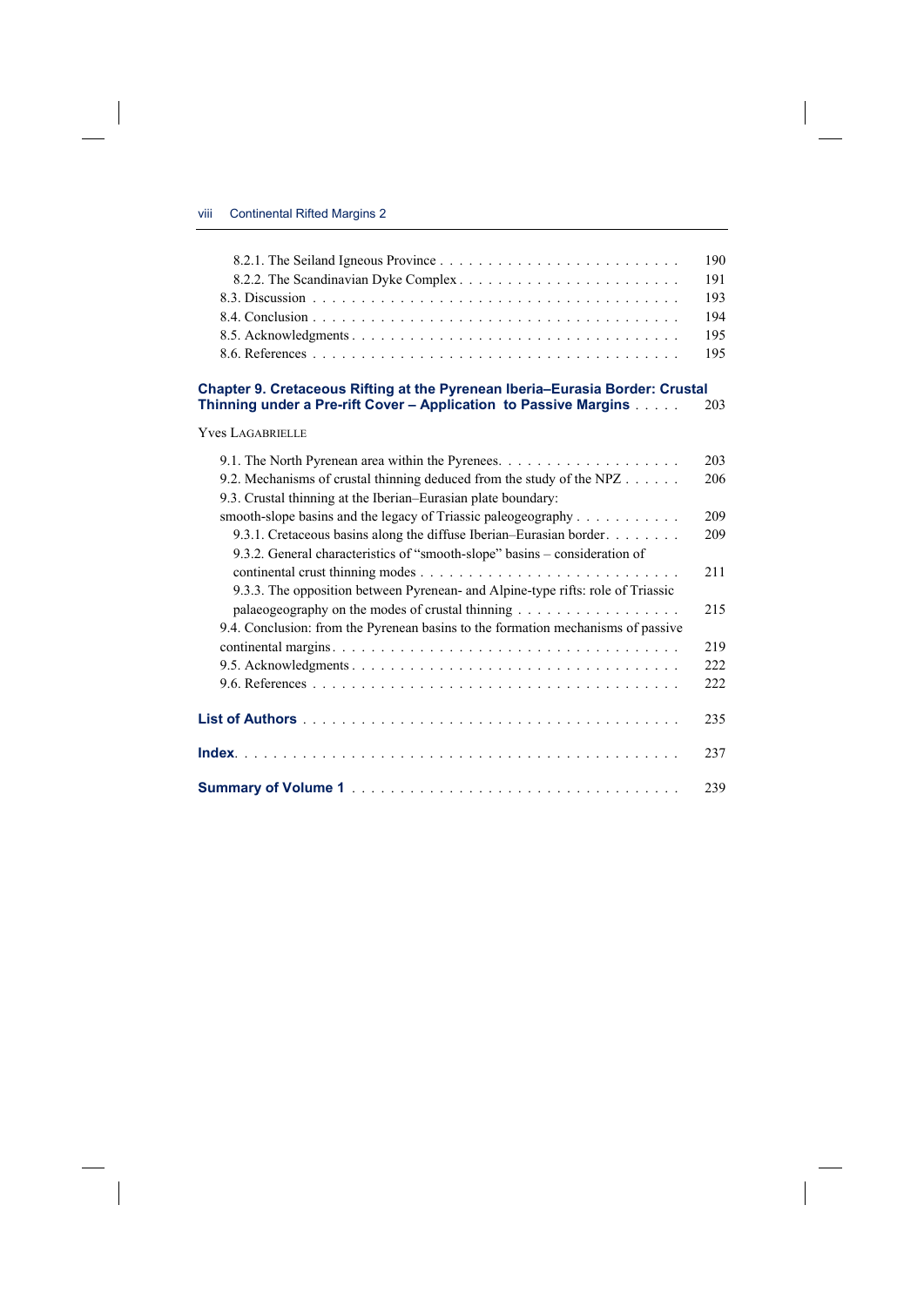8.2.1. The Seiland Igneous Province . . . . . . . . . . . . . . . . . . . . . . . . 190
8.2.2. The Scandinavian Dyke Complex . . . . . . . . . . . . . . . . . . . . . . 191
8.3. Discussion . . . . . . . . . . . . . . . . . . . . . . . . . . . . . . . . . . . 193
8.4. Conclusion . . . . . . . . . . . . . . . . . . . . . . . . . . . . . . . . . . . 194
8.5. Acknowledgments . . . . . . . . . . . . . . . . . . . . . . . . . . . . . . . 195
8.6. References . . . . . . . . . . . . . . . . . . . . . . . . . . . . . . . . . . . 195

**Chapter 9. Cretaceous Rifting at the Pyrenean Iberia–Eurasia Border: Crustal Thinning under a Pre-rift Cover – Application to Passive Margins** . . . . . 203

Yves LAGABRIELLE

9.1. The North Pyrenean area within the Pyrenees. . . . . . . . . . . . . . . . . . . 203
9.2. Mechanisms of crustal thinning deduced from the study of the NPZ . . . . . . 206
9.3. Crustal thinning at the Iberian–Eurasian plate boundary: smooth-slope basins and the legacy of Triassic paleogeography . . . . . . . . . . . 209
9.3.1. Cretaceous basins along the diffuse Iberian–Eurasian border. . . . . . . . 209
9.3.2. General characteristics of "smooth-slope" basins – consideration of continental crust thinning modes . . . . . . . . . . . . . . . . . . . . . . . . . . 211
9.3.3. The opposition between Pyrenean- and Alpine-type rifts: role of Triassic palaeogeography on the modes of crustal thinning . . . . . . . . . . . . . . . . . 215
9.4. Conclusion: from the Pyrenean basins to the formation mechanisms of passive continental margins. . . . . . . . . . . . . . . . . . . . . . . . . . . . . . . . . . 219
9.5. Acknowledgments . . . . . . . . . . . . . . . . . . . . . . . . . . . . . . . 222
9.6. References . . . . . . . . . . . . . . . . . . . . . . . . . . . . . . . . . . . 222

**List of Authors** . . . . . . . . . . . . . . . . . . . . . . . . . . . . . . . . . . . 235

**Index**. . . . . . . . . . . . . . . . . . . . . . . . . . . . . . . . . . . . . . . . 237

**Summary of Volume 1** . . . . . . . . . . . . . . . . . . . . . . . . . . . . . . . 239